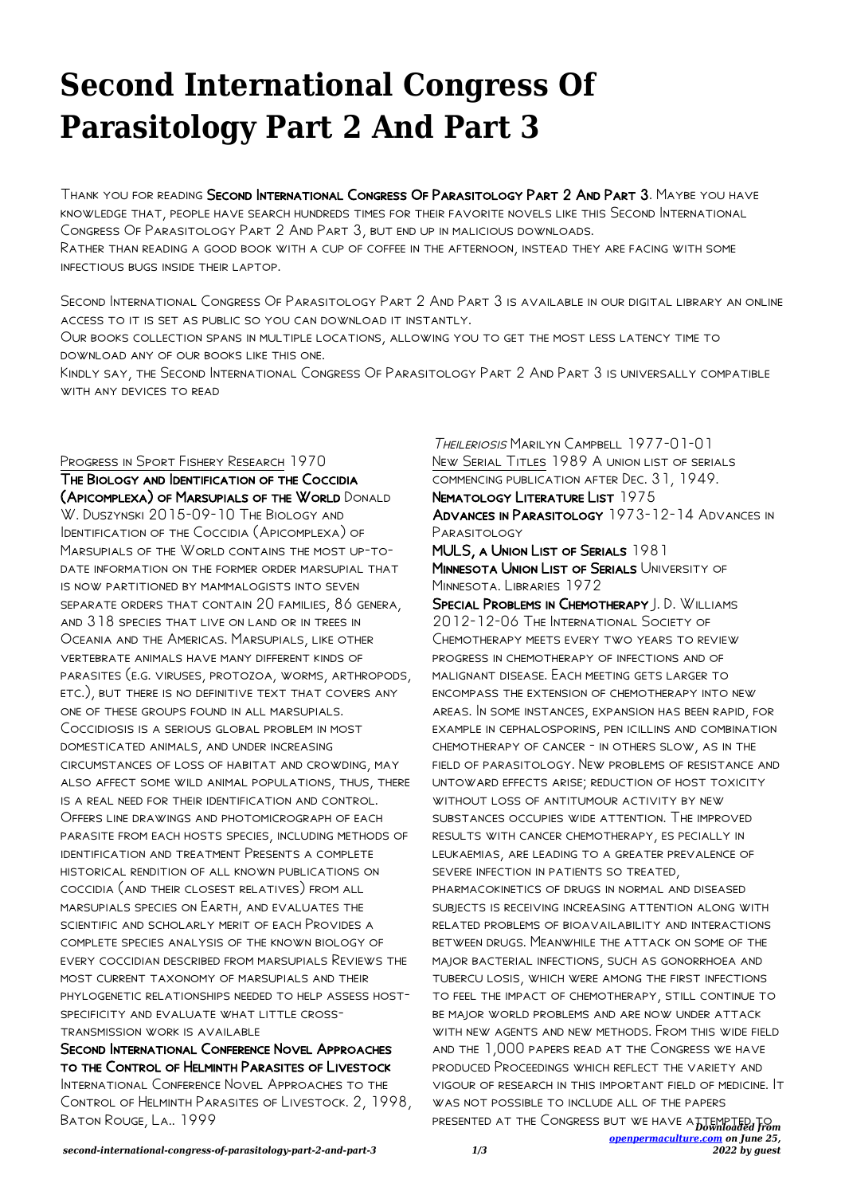# Second International Congress Of Parasitology Part 2 And Part 3

Thank you for reading **Second International Congress Of Parasitology Part 2 And Part 3**. Maybe you have knowledge that, people have search hundreds times for their favorite novels like this Second International Congress Of Parasitology Part 2 And Part 3, but end up in malicious downloads.

Rather than reading a good book with a cup of coffee in the afternoon, instead they are facing with some infectious bugs inside their laptop.

Second International Congress Of Parasitology Part 2 And Part 3 is available in our digital library an online access to it is set as public so you can download it instantly.

Our books collection spans in multiple locations, allowing you to get the most less latency time to download any of our books like this one.

Kindly say, the Second International Congress Of Parasitology Part 2 And Part 3 is universally compatible with any devices to read

Progress in Sport Fishery Research 1970

**The Biology and Identification of the Coccidia (Apicomplexa) of Marsupials of the World** Donald W. Duszynski 2015-09-10 The Biology and Identification of the Coccidia (Apicomplexa) of Marsupials of the World contains the most up-to-date information on the former order marsupial that is now partitioned by mammalogists into seven separate orders that contain 20 families, 86 genera, and 318 species that live on land or in trees in Oceania and the Americas. Marsupials, like other vertebrate animals have many different kinds of parasites (e.g. viruses, protozoa, worms, arthropods, etc.), but there is no definitive text that covers any one of these groups found in all marsupials. Coccidiosis is a serious global problem in most domesticated animals, and under increasing circumstances of loss of habitat and crowding, may also affect some wild animal populations, thus, there is a real need for their identification and control. Offers line drawings and photomicrograph of each parasite from each hosts species, including methods of identification and treatment Presents a complete historical rendition of all known publications on coccidia (and their closest relatives) from all marsupials species on Earth, and evaluates the scientific and scholarly merit of each Provides a complete species analysis of the known biology of every coccidian described from marsupials Reviews the most current taxonomy of marsupials and their phylogenetic relationships needed to help assess host-specificity and evaluate what little cross-transmission work is available

**Second International Conference Novel Approaches to the Control of Helminth Parasites of Livestock** International Conference Novel Approaches to the Control of Helminth Parasites of Livestock. 2, 1998, Baton Rouge, La.. 1999

*Theileriosis* Marilyn Campbell 1977-01-01

New Serial Titles 1989 A union list of serials commencing publication after Dec. 31, 1949.

**Nematology Literature List** 1975

**Advances in Parasitology** 1973-12-14 Advances in Parasitology

**MULS, a Union List of Serials** 1981

**Minnesota Union List of Serials** University of Minnesota. Libraries 1972

**Special Problems in Chemotherapy** J. D. Williams 2012-12-06 The International Society of Chemotherapy meets every two years to review progress in chemotherapy of infections and of malignant disease. Each meeting gets larger to encompass the extension of chemotherapy into new areas. In some instances, expansion has been rapid, for example in cephalosporins, pen icillins and combination chemotherapy of cancer - in others slow, as in the field of parasitology. New problems of resistance and untoward effects arise; reduction of host toxicity without loss of antitumour activity by new substances occupies wide attention. The improved results with cancer chemotherapy, es pecially in leukaemias, are leading to a greater prevalence of severe infection in patients so treated, pharmacokinetics of drugs in normal and diseased subjects is receiving increasing attention along with related problems of bioavailability and interactions between drugs. Meanwhile the attack on some of the major bacterial infections, such as gonorrhoea and tubercu losis, which were among the first infections to feel the impact of chemotherapy, still continue to be major world problems and are now under attack with new agents and new methods. From this wide field and the 1,000 papers read at the Congress we have produced Proceedings which reflect the variety and vigour of research in this important field of medicine. It was not possible to include all of the papers presented at the Congress but we have attempted to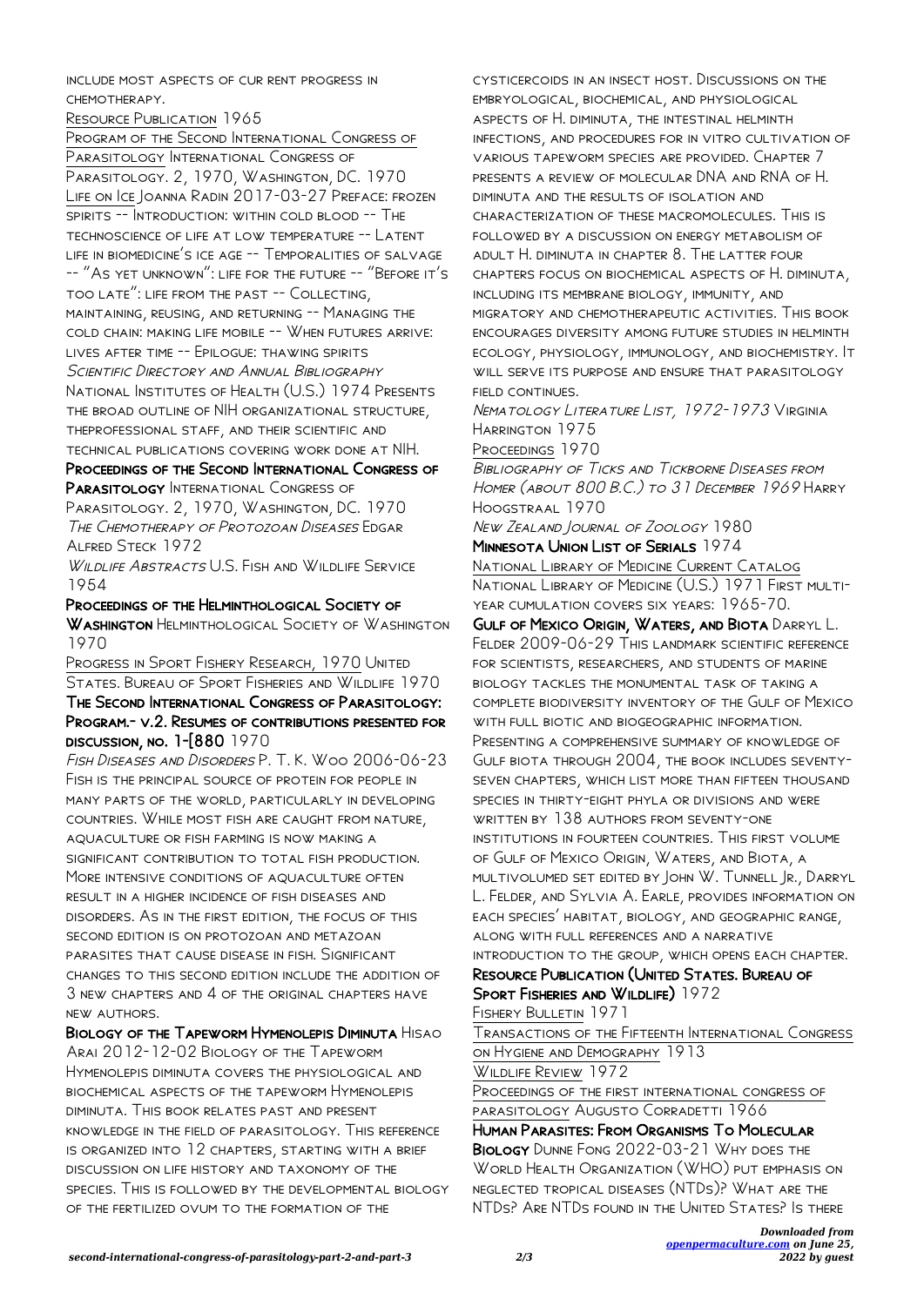include most aspects of cur rent progress in chemotherapy.

Resource Publication 1965

Program of the Second International Congress of Parasitology International Congress of Parasitology. 2, 1970, Washington, DC. 1970

Life on Ice Joanna Radin 2017-03-27 Preface: frozen spirits -- Introduction: within cold blood -- The technoscience of life at low temperature -- Latent life in biomedicine's ice age -- Temporalities of salvage -- "As yet unknown": life for the future -- "Before it's too late": life from the past -- Collecting, maintaining, reusing, and returning -- Managing the cold chain: making life mobile -- When futures arrive: lives after time -- Epilogue: thawing spirits

*Scientific Directory and Annual Bibliography* National Institutes of Health (U.S.) 1974 Presents the broad outline of NIH organizational structure, theprofessional staff, and their scientific and technical publications covering work done at NIH.

**Proceedings of the Second International Congress of Parasitology** International Congress of Parasitology. 2, 1970, Washington, DC. 1970

*The Chemotherapy of Protozoan Diseases* Edgar Alfred Steck 1972

*Wildlife Abstracts* U.S. Fish and Wildlife Service 1954

**Proceedings of the Helminthological Society of Washington** Helminthological Society of Washington 1970

Progress in Sport Fishery Research, 1970 United States. Bureau of Sport Fisheries and Wildlife 1970

**The Second International Congress of Parasitology: Program.- v.2. Resumes of contributions presented for discussion, no. 1-[880** 1970

*Fish Diseases and Disorders* P. T. K. Woo 2006-06-23 Fish is the principal source of protein for people in many parts of the world, particularly in developing countries. While most fish are caught from nature, aquaculture or fish farming is now making a significant contribution to total fish production. More intensive conditions of aquaculture often result in a higher incidence of fish diseases and disorders. As in the first edition, the focus of this second edition is on protozoan and metazoan parasites that cause disease in fish. Significant changes to this second edition include the addition of 3 new chapters and 4 of the original chapters have new authors.

**Biology of the Tapeworm Hymenolepis Diminuta** Hisao Arai 2012-12-02 Biology of the Tapeworm Hymenolepis diminuta covers the physiological and biochemical aspects of the tapeworm Hymenolepis diminuta. This book relates past and present knowledge in the field of parasitology. This reference is organized into 12 chapters, starting with a brief discussion on life history and taxonomy of the species. This is followed by the developmental biology of the fertilized ovum to the formation of the cysticercoids in an insect host. Discussions on the embryological, biochemical, and physiological aspects of H. diminuta, the intestinal helminth infections, and procedures for in vitro cultivation of various tapeworm species are provided. Chapter 7 presents a review of molecular DNA and RNA of H. diminuta and the results of isolation and characterization of these macromolecules. This is followed by a discussion on energy metabolism of adult H. diminuta in chapter 8. The latter four chapters focus on biochemical aspects of H. diminuta, including its membrane biology, immunity, and migratory and chemotherapeutic activities. This book encourages diversity among future studies in helminth ecology, physiology, immunology, and biochemistry. It will serve its purpose and ensure that parasitology field continues.

*Nematology Literature List, 1972-1973* Virginia Harrington 1975

Proceedings 1970

*Bibliography of Ticks and Tickborne Diseases from Homer (about 800 B.C.) to 31 December 1969* Harry Hoogstraal 1970

*New Zealand Journal of Zoology* 1980

**Minnesota Union List of Serials** 1974

National Library of Medicine Current Catalog National Library of Medicine (U.S.) 1971 First multi-year cumulation covers six years: 1965-70.

**Gulf of Mexico Origin, Waters, and Biota** Darryl L. Felder 2009-06-29 This landmark scientific reference for scientists, researchers, and students of marine biology tackles the monumental task of taking a complete biodiversity inventory of the Gulf of Mexico with full biotic and biogeographic information. Presenting a comprehensive summary of knowledge of Gulf biota through 2004, the book includes seventy-seven chapters, which list more than fifteen thousand species in thirty-eight phyla or divisions and were written by 138 authors from seventy-one institutions in fourteen countries. This first volume of Gulf of Mexico Origin, Waters, and Biota, a multivolumed set edited by John W. Tunnell Jr., Darryl L. Felder, and Sylvia A. Earle, provides information on each species' habitat, biology, and geographic range, along with full references and a narrative introduction to the group, which opens each chapter.

**Resource Publication (United States. Bureau of Sport Fisheries and Wildlife)** 1972

Fishery Bulletin 1971

Transactions of the Fifteenth International Congress on Hygiene and Demography 1913

Wildlife Review 1972

Proceedings of the first international congress of parasitology Augusto Corradetti 1966

**Human Parasites: From Organisms To Molecular Biology** Dunne Fong 2022-03-21 Why does the World Health Organization (WHO) put emphasis on neglected tropical diseases (NTDs)? What are the NTDs? Are NTDs found in the United States? Is there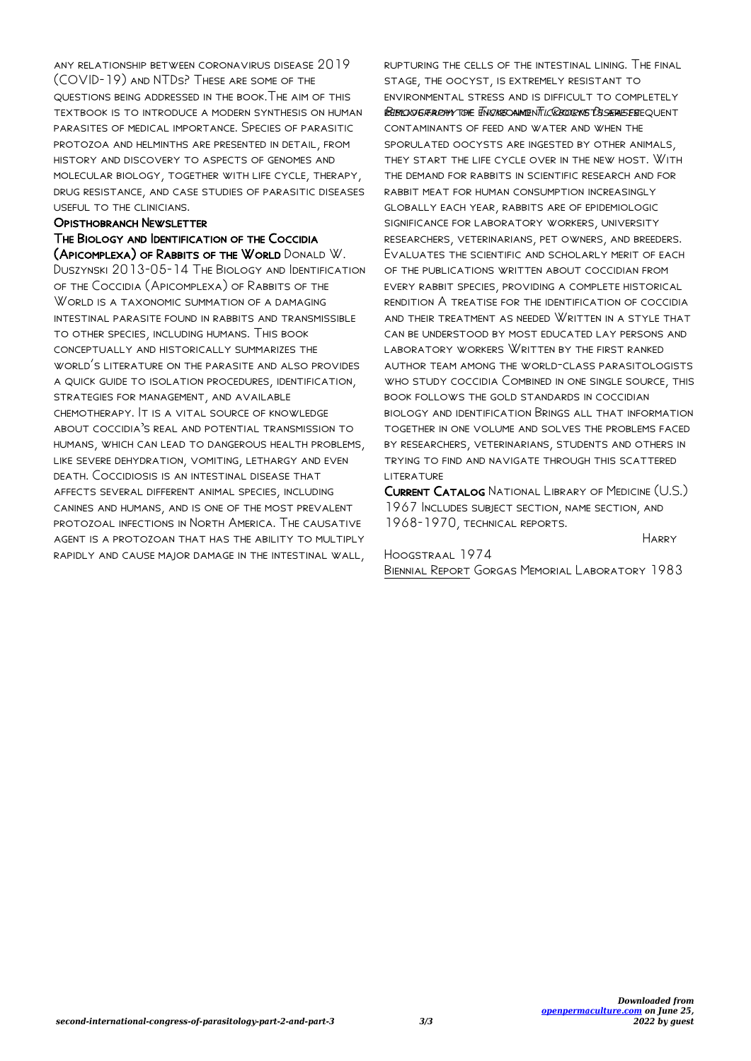any relationship between coronavirus disease 2019 (COVID-19) and NTDs? These are some of the questions being addressed in the book.The aim of this textbook is to introduce a modern synthesis on human parasites of medical importance. Species of parasitic protozoa and helminths are presented in detail, from history and discovery to aspects of genomes and molecular biology, together with life cycle, therapy, drug resistance, and case studies of parasitic diseases useful to the clinicians.

**Opisthobranch Newsletter**

**The Biology and Identification of the Coccidia (Apicomplexa) of Rabbits of the World** Donald W. Duszynski 2013-05-14 The Biology and Identification of the Coccidia (Apicomplexa) of Rabbits of the World is a taxonomic summation of a damaging intestinal parasite found in rabbits and transmissible to other species, including humans. This book conceptually and historically summarizes the world's literature on the parasite and also provides a quick guide to isolation procedures, identification, strategies for management, and available chemotherapy. It is a vital source of knowledge about coccidia's real and potential transmission to humans, which can lead to dangerous health problems, like severe dehydration, vomiting, lethargy and even death. Coccidiosis is an intestinal disease that affects several different animal species, including canines and humans, and is one of the most prevalent protozoal infections in North America. The causative agent is a protozoan that has the ability to multiply rapidly and cause major damage in the intestinal wall, rupturing the cells of the intestinal lining. The final stage, the oocyst, is extremely resistant to environmental stress and is difficult to completely remove from the environment. Oocysts are frequent contaminants of feed and water and when the sporulated oocysts are ingested by other animals, they start the life cycle over in the new host. With the demand for rabbits in scientific research and for rabbit meat for human consumption increasingly globally each year, rabbits are of epidemiologic significance for laboratory workers, university researchers, veterinarians, pet owners, and breeders. Evaluates the scientific and scholarly merit of each of the publications written about coccidian from every rabbit species, providing a complete historical rendition A treatise for the identification of coccidia and their treatment as needed Written in a style that can be understood by most educated lay persons and laboratory workers Written by the first ranked author team among the world-class parasitologists who study coccidia Combined in one single source, this book follows the gold standards in coccidian biology and identification Brings all that information together in one volume and solves the problems faced by researchers, veterinarians, students and others in trying to find and navigate through this scattered literature

**Current Catalog** National Library of Medicine (U.S.) 1967 Includes subject section, name section, and 1968-1970, technical reports.

**Bibliography of the Ixodoidea: Ticks and Tick-borne Diseases** Harry Hoogstraal 1974

Biennial Report Gorgas Memorial Laboratory 1983